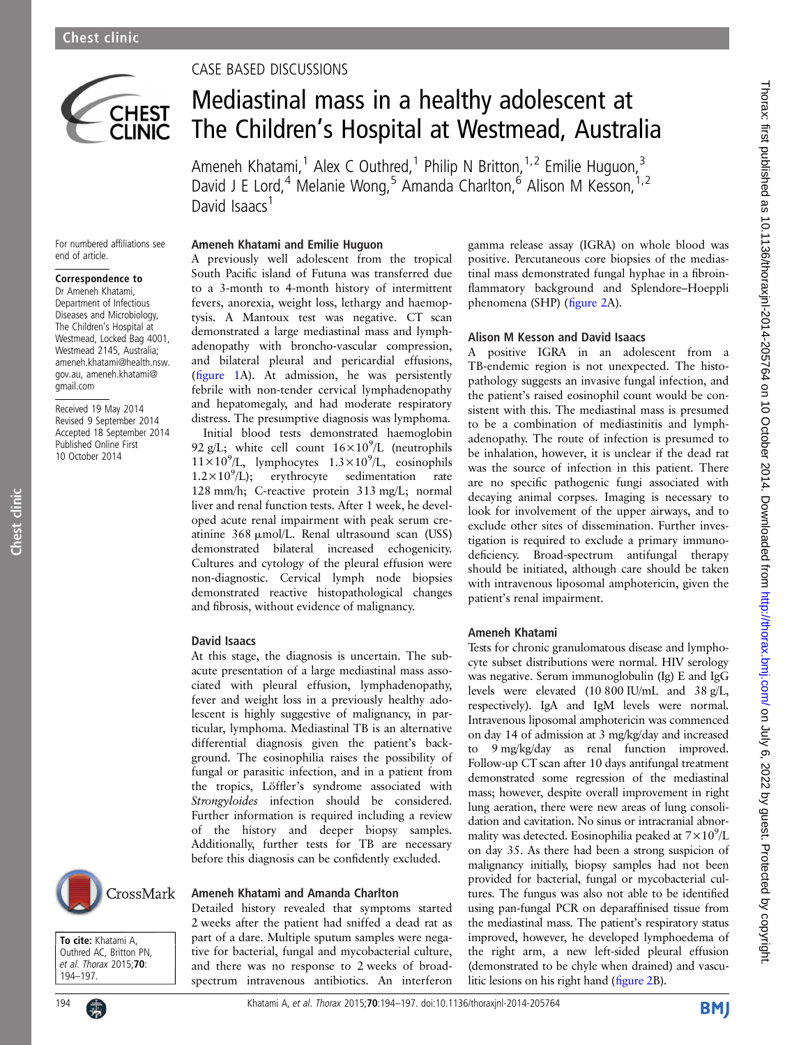CASE BASED DISCUSSIONS

# Mediastinal mass in a healthy adolescent at The Children's Hospital at Westmead, Australia

Ameneh Khatami,[1] Alex C Outhred,[1] Philip N Britton,[1,2] Emilie Huguon,[3] David J E Lord,[4] Melanie Wong,[5] Amanda Charlton,[6] Alison M Kesson,[1,2] David Isaacs[1]

For numbered affiliations see end of article.

**Correspondence to**
Dr Ameneh Khatami, Department of Infectious Diseases and Microbiology, The Children's Hospital at Westmead, Locked Bag 4001, Westmead 2145, Australia; ameneh.khatami@health.nsw.gov.au, ameneh.khatami@gmail.com

Received 19 May 2014
Revised 9 September 2014
Accepted 18 September 2014
Published Online First 10 October 2014

**To cite:** Khatami A, Outhred AC, Britton PN, et al. *Thorax* 2015;**70**:194–197.

### Ameneh Khatami and Emilie Huguon

A previously well adolescent from the tropical South Pacific island of Futuna was transferred due to a 3-month to 4-month history of intermittent fevers, anorexia, weight loss, lethargy and haemoptysis. A Mantoux test was negative. CT scan demonstrated a large mediastinal mass and lymphadenopathy with broncho-vascular compression, and bilateral pleural and pericardial effusions, (figure 1A). At admission, he was persistently febrile with non-tender cervical lymphadenopathy and hepatomegaly, and had moderate respiratory distress. The presumptive diagnosis was lymphoma.

Initial blood tests demonstrated haemoglobin 92 g/L; white cell count $16\times10^9$/L (neutrophils $11\times10^9$/L, lymphocytes $1.3\times10^9$/L, eosinophils $1.2\times10^9$/L); erythrocyte sedimentation rate 128 mm/h; C-reactive protein 313 mg/L; normal liver and renal function tests. After 1 week, he developed acute renal impairment with peak serum creatinine 368 μmol/L. Renal ultrasound scan (USS) demonstrated bilateral increased echogenicity. Cultures and cytology of the pleural effusion were non-diagnostic. Cervical lymph node biopsies demonstrated reactive histopathological changes and fibrosis, without evidence of malignancy.

### David Isaacs

At this stage, the diagnosis is uncertain. The subacute presentation of a large mediastinal mass associated with pleural effusion, lymphadenopathy, fever and weight loss in a previously healthy adolescent is highly suggestive of malignancy, in particular, lymphoma. Mediastinal TB is an alternative differential diagnosis given the patient's background. The eosinophilia raises the possibility of fungal or parasitic infection, and in a patient from the tropics, Löffler's syndrome associated with *Strongyloides* infection should be considered. Further information is required including a review of the history and deeper biopsy samples. Additionally, further tests for TB are necessary before this diagnosis can be confidently excluded.

### Ameneh Khatami and Amanda Charlton

Detailed history revealed that symptoms started 2 weeks after the patient had sniffed a dead rat as part of a dare. Multiple sputum samples were negative for bacterial, fungal and mycobacterial culture, and there was no response to 2 weeks of broad-spectrum intravenous antibiotics. An interferon gamma release assay (IGRA) on whole blood was positive. Percutaneous core biopsies of the mediastinal mass demonstrated fungal hyphae in a fibroinflammatory background and Splendore–Hoeppli phenomena (SHP) (figure 2A).

### Alison M Kesson and David Isaacs

A positive IGRA in an adolescent from a TB-endemic region is not unexpected. The histopathology suggests an invasive fungal infection, and the patient's raised eosinophil count would be consistent with this. The mediastinal mass is presumed to be a combination of mediastinitis and lymphadenopathy. The route of infection is presumed to be inhalation, however, it is unclear if the dead rat was the source of infection in this patient. There are no specific pathogenic fungi associated with decaying animal corpses. Imaging is necessary to look for involvement of the upper airways, and to exclude other sites of dissemination. Further investigation is required to exclude a primary immunodeficiency. Broad-spectrum antifungal therapy should be initiated, although care should be taken with intravenous liposomal amphotericin, given the patient's renal impairment.

### Ameneh Khatami

Tests for chronic granulomatous disease and lymphocyte subset distributions were normal. HIV serology was negative. Serum immunoglobulin (Ig) E and IgG levels were elevated (10 800 IU/mL and 38 g/L, respectively). IgA and IgM levels were normal. Intravenous liposomal amphotericin was commenced on day 14 of admission at 3 mg/kg/day and increased to 9 mg/kg/day as renal function improved. Follow-up CT scan after 10 days antifungal treatment demonstrated some regression of the mediastinal mass; however, despite overall improvement in right lung aeration, there were new areas of lung consolidation and cavitation. No sinus or intracranial abnormality was detected. Eosinophilia peaked at $7\times10^9$/L on day 35. As there had been a strong suspicion of malignancy initially, biopsy samples had not been provided for bacterial, fungal or mycobacterial cultures. The fungus was also not able to be identified using pan-fungal PCR on deparaffinised tissue from the mediastinal mass. The patient's respiratory status improved, however, he developed lymphoedema of the right arm, a new left-sided pleural effusion (demonstrated to be chyle when drained) and vasculitic lesions on his right hand (figure 2B).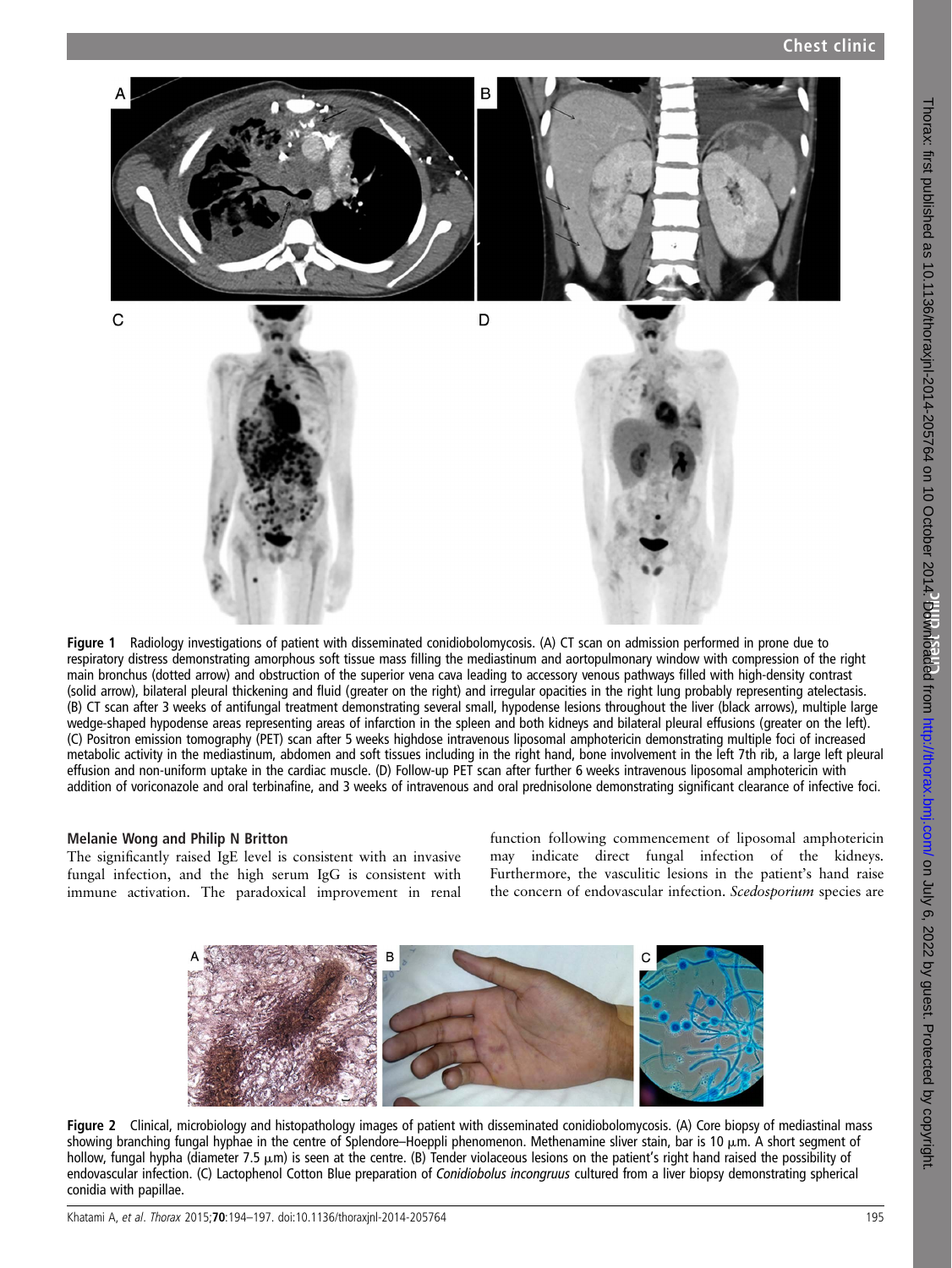Figure 1 Radiology investigations of patient with disseminated conidiobolomycosis. (A) CT scan on admission performed in prone due to respiratory distress demonstrating amorphous soft tissue mass filling the mediastinum and aortopulmonary window with compression of the right main bronchus (dotted arrow) and obstruction of the superior vena cava leading to accessory venous pathways filled with high-density contrast (solid arrow), bilateral pleural thickening and fluid (greater on the right) and irregular opacities in the right lung probably representing atelectasis. (B) CT scan after 3 weeks of antifungal treatment demonstrating several small, hypodense lesions throughout the liver (black arrows), multiple large wedge-shaped hypodense areas representing areas of infarction in the spleen and both kidneys and bilateral pleural effusions (greater on the left). (C) Positron emission tomography (PET) scan after 5 weeks highdose intravenous liposomal amphotericin demonstrating multiple foci of increased metabolic activity in the mediastinum, abdomen and soft tissues including in the right hand, bone involvement in the left 7th rib, a large left pleural effusion and non-uniform uptake in the cardiac muscle. (D) Follow-up PET scan after further 6 weeks intravenous liposomal amphotericin with addition of voriconazole and oral terbinafine, and 3 weeks of intravenous and oral prednisolone demonstrating significant clearance of infective foci.

### Melanie Wong and Philip N Britton

The significantly raised IgE level is consistent with an invasive fungal infection, and the high serum IgG is consistent with immune activation. The paradoxical improvement in renal function following commencement of liposomal amphotericin may indicate direct fungal infection of the kidneys. Furthermore, the vasculitic lesions in the patient's hand raise the concern of endovascular infection. *Scedosporium* species are

Figure 2 Clinical, microbiology and histopathology images of patient with disseminated conidiobolomycosis. (A) Core biopsy of mediastinal mass showing branching fungal hyphae in the centre of Splendore–Hoeppli phenomenon. Methenamine sliver stain, bar is 10 μm. A short segment of hollow, fungal hypha (diameter 7.5 μm) is seen at the centre. (B) Tender violaceous lesions on the patient's right hand raised the possibility of endovascular infection. (C) Lactophenol Cotton Blue preparation of *Conidiobolus incongruus* cultured from a liver biopsy demonstrating spherical conidia with papillae.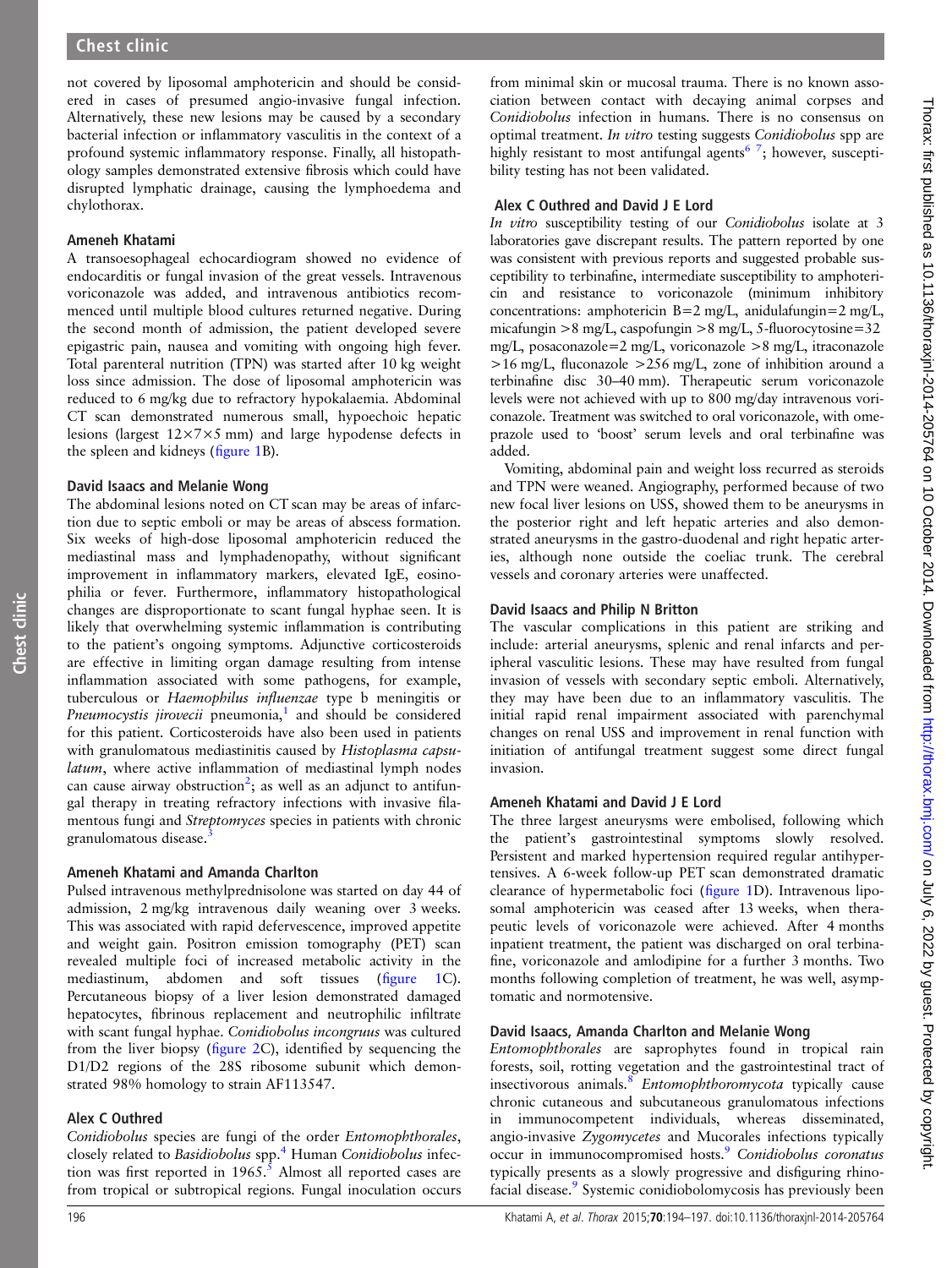not covered by liposomal amphotericin and should be considered in cases of presumed angio-invasive fungal infection. Alternatively, these new lesions may be caused by a secondary bacterial infection or inflammatory vasculitis in the context of a profound systemic inflammatory response. Finally, all histopathology samples demonstrated extensive fibrosis which could have disrupted lymphatic drainage, causing the lymphoedema and chylothorax.

### Ameneh Khatami

A transoesophageal echocardiogram showed no evidence of endocarditis or fungal invasion of the great vessels. Intravenous voriconazole was added, and intravenous antibiotics recommenced until multiple blood cultures returned negative. During the second month of admission, the patient developed severe epigastric pain, nausea and vomiting with ongoing high fever. Total parenteral nutrition (TPN) was started after 10 kg weight loss since admission. The dose of liposomal amphotericin was reduced to 6 mg/kg due to refractory hypokalaemia. Abdominal CT scan demonstrated numerous small, hypoechoic hepatic lesions (largest 12×7×5 mm) and large hypodense defects in the spleen and kidneys (figure 1B).

### David Isaacs and Melanie Wong

The abdominal lesions noted on CT scan may be areas of infarction due to septic emboli or may be areas of abscess formation. Six weeks of high-dose liposomal amphotericin reduced the mediastinal mass and lymphadenopathy, without significant improvement in inflammatory markers, elevated IgE, eosinophilia or fever. Furthermore, inflammatory histopathological changes are disproportionate to scant fungal hyphae seen. It is likely that overwhelming systemic inflammation is contributing to the patient's ongoing symptoms. Adjunctive corticosteroids are effective in limiting organ damage resulting from intense inflammation associated with some pathogens, for example, tuberculous or *Haemophilus influenzae* type b meningitis or *Pneumocystis jirovecii* pneumonia,[1] and should be considered for this patient. Corticosteroids have also been used in patients with granulomatous mediastinitis caused by *Histoplasma capsulatum*, where active inflammation of mediastinal lymph nodes can cause airway obstruction[2]; as well as an adjunct to antifungal therapy in treating refractory infections with invasive filamentous fungi and *Streptomyces* species in patients with chronic granulomatous disease.[3]

### Ameneh Khatami and Amanda Charlton

Pulsed intravenous methylprednisolone was started on day 44 of admission, 2 mg/kg intravenous daily weaning over 3 weeks. This was associated with rapid defervescence, improved appetite and weight gain. Positron emission tomography (PET) scan revealed multiple foci of increased metabolic activity in the mediastinum, abdomen and soft tissues (figure 1C). Percutaneous biopsy of a liver lesion demonstrated damaged hepatocytes, fibrinous replacement and neutrophilic infiltrate with scant fungal hyphae. *Conidiobolus incongruus* was cultured from the liver biopsy (figure 2C), identified by sequencing the D1/D2 regions of the 28S ribosome subunit which demonstrated 98% homology to strain AF113547.

### Alex C Outhred

*Conidiobolus* species are fungi of the order *Entomophthorales*, closely related to *Basidiobolus* spp.[4] Human *Conidiobolus* infection was first reported in 1965.[5] Almost all reported cases are from tropical or subtropical regions. Fungal inoculation occurs from minimal skin or mucosal trauma. There is no known association between contact with decaying animal corpses and *Conidiobolus* infection in humans. There is no consensus on optimal treatment. *In vitro* testing suggests *Conidiobolus* spp are highly resistant to most antifungal agents[6,7]; however, susceptibility testing has not been validated.

### Alex C Outhred and David J E Lord

*In vitro* susceptibility testing of our *Conidiobolus* isolate at 3 laboratories gave discrepant results. The pattern reported by one was consistent with previous reports and suggested probable susceptibility to terbinafine, intermediate susceptibility to amphotericin and resistance to voriconazole (minimum inhibitory concentrations: amphotericin B=2 mg/L, anidulafungin=2 mg/L, micafungin >8 mg/L, caspofungin >8 mg/L, 5-fluorocytosine=32 mg/L, posaconazole=2 mg/L, voriconazole >8 mg/L, itraconazole >16 mg/L, fluconazole >256 mg/L, zone of inhibition around a terbinafine disc 30–40 mm). Therapeutic serum voriconazole levels were not achieved with up to 800 mg/day intravenous voriconazole. Treatment was switched to oral voriconazole, with omeprazole used to 'boost' serum levels and oral terbinafine was added.

Vomiting, abdominal pain and weight loss recurred as steroids and TPN were weaned. Angiography, performed because of two new focal liver lesions on USS, showed them to be aneurysms in the posterior right and left hepatic arteries and also demonstrated aneurysms in the gastro-duodenal and right hepatic arteries, although none outside the coeliac trunk. The cerebral vessels and coronary arteries were unaffected.

### David Isaacs and Philip N Britton

The vascular complications in this patient are striking and include: arterial aneurysms, splenic and renal infarcts and peripheral vasculitic lesions. These may have resulted from fungal invasion of vessels with secondary septic emboli. Alternatively, they may have been due to an inflammatory vasculitis. The initial rapid renal impairment associated with parenchymal changes on renal USS and improvement in renal function with initiation of antifungal treatment suggest some direct fungal invasion.

### Ameneh Khatami and David J E Lord

The three largest aneurysms were embolised, following which the patient's gastrointestinal symptoms slowly resolved. Persistent and marked hypertension required regular antihypertensives. A 6-week follow-up PET scan demonstrated dramatic clearance of hypermetabolic foci (figure 1D). Intravenous liposomal amphotericin was ceased after 13 weeks, when therapeutic levels of voriconazole were achieved. After 4 months inpatient treatment, the patient was discharged on oral terbinafine, voriconazole and amlodipine for a further 3 months. Two months following completion of treatment, he was well, asymptomatic and normotensive.

### David Isaacs, Amanda Charlton and Melanie Wong

*Entomophthorales* are saprophytes found in tropical rain forests, soil, rotting vegetation and the gastrointestinal tract of insectivorous animals.[8] *Entomophthoromycota* typically cause chronic cutaneous and subcutaneous granulomatous infections in immunocompetent individuals, whereas disseminated, angio-invasive *Zygomycetes* and Mucorales infections typically occur in immunocompromised hosts.[9] *Conidiobolus coronatus* typically presents as a slowly progressive and disfiguring rhinofacial disease.[9] Systemic conidiobolomycosis has previously been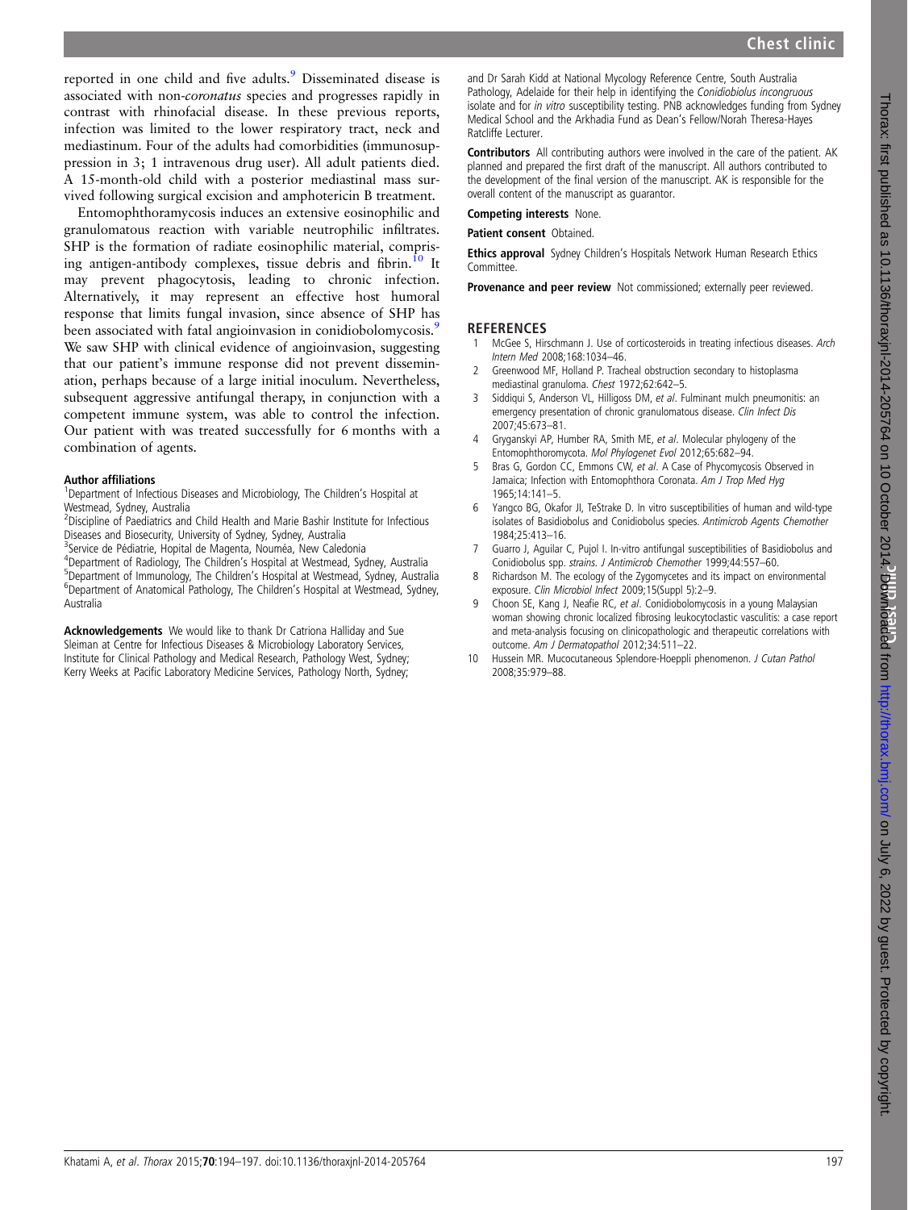reported in one child and five adults.[9] Disseminated disease is associated with non-*coronatus* species and progresses rapidly in contrast with rhinofacial disease. In these previous reports, infection was limited to the lower respiratory tract, neck and mediastinum. Four of the adults had comorbidities (immunosuppression in 3; 1 intravenous drug user). All adult patients died. A 15-month-old child with a posterior mediastinal mass survived following surgical excision and amphotericin B treatment.

Entomophthoramycosis induces an extensive eosinophilic and granulomatous reaction with variable neutrophilic infiltrates. SHP is the formation of radiate eosinophilic material, comprising antigen-antibody complexes, tissue debris and fibrin.[10] It may prevent phagocytosis, leading to chronic infection. Alternatively, it may represent an effective host humoral response that limits fungal invasion, since absence of SHP has been associated with fatal angioinvasion in conidiobolomycosis.[9] We saw SHP with clinical evidence of angioinvasion, suggesting that our patient's immune response did not prevent dissemination, perhaps because of a large initial inoculum. Nevertheless, subsequent aggressive antifungal therapy, in conjunction with a competent immune system, was able to control the infection. Our patient with was treated successfully for 6 months with a combination of agents.

**Author affiliations**
[1]Department of Infectious Diseases and Microbiology, The Children's Hospital at Westmead, Sydney, Australia
[2]Discipline of Paediatrics and Child Health and Marie Bashir Institute for Infectious Diseases and Biosecurity, University of Sydney, Sydney, Australia
[3]Service de Pédiatrie, Hopital de Magenta, Nouméa, New Caledonia
[4]Department of Radiology, The Children's Hospital at Westmead, Sydney, Australia
[5]Department of Immunology, The Children's Hospital at Westmead, Sydney, Australia
[6]Department of Anatomical Pathology, The Children's Hospital at Westmead, Sydney, Australia

**Acknowledgements** We would like to thank Dr Catriona Halliday and Sue Sleiman at Centre for Infectious Diseases & Microbiology Laboratory Services, Institute for Clinical Pathology and Medical Research, Pathology West, Sydney; Kerry Weeks at Pacific Laboratory Medicine Services, Pathology North, Sydney; and Dr Sarah Kidd at National Mycology Reference Centre, South Australia Pathology, Adelaide for their help in identifying the *Conidiobolus incongruous* isolate and for *in vitro* susceptibility testing. PNB acknowledges funding from Sydney Medical School and the Arkhadia Fund as Dean's Fellow/Norah Theresa-Hayes Ratcliffe Lecturer.

**Contributors** All contributing authors were involved in the care of the patient. AK planned and prepared the first draft of the manuscript. All authors contributed to the development of the final version of the manuscript. AK is responsible for the overall content of the manuscript as guarantor.

**Competing interests** None.

**Patient consent** Obtained.

**Ethics approval** Sydney Children's Hospitals Network Human Research Ethics Committee.

**Provenance and peer review** Not commissioned; externally peer reviewed.

## REFERENCES

1. McGee S, Hirschmann J. Use of corticosteroids in treating infectious diseases. *Arch Intern Med* 2008;168:1034–46.
2. Greenwood MF, Holland P. Tracheal obstruction secondary to histoplasma mediastinal granuloma. *Chest* 1972;62:642–5.
3. Siddiqui S, Anderson VL, Hilligoss DM, *et al*. Fulminant mulch pneumonitis: an emergency presentation of chronic granulomatous disease. *Clin Infect Dis* 2007;45:673–81.
4. Gryganskyi AP, Humber RA, Smith ME, *et al*. Molecular phylogeny of the Entomophthoromycota. *Mol Phylogenet Evol* 2012;65:682–94.
5. Bras G, Gordon CC, Emmons CW, *et al*. A Case of Phycomycosis Observed in Jamaica; Infection with Entomophthora Coronata. *Am J Trop Med Hyg* 1965;14:141–5.
6. Yangco BG, Okafor JI, TeStrake D. In vitro susceptibilities of human and wild-type isolates of Basidiobolus and Conidiobolus species. *Antimicrob Agents Chemother* 1984;25:413–16.
7. Guarro J, Aguilar C, Pujol I. In-vitro antifungal susceptibilities of Basidiobolus and Conidiobolus spp. *strains. J Antimicrob Chemother* 1999;44:557–60.
8. Richardson M. The ecology of the Zygomycetes and its impact on environmental exposure. *Clin Microbiol Infect* 2009;15(Suppl 5):2–9.
9. Choon SE, Kang J, Neafie RC, *et al*. Conidiobolomycosis in a young Malaysian woman showing chronic localized fibrosing leukocytoclastic vasculitis: a case report and meta-analysis focusing on clinicopathologic and therapeutic correlations with outcome. *Am J Dermatopathol* 2012;34:511–22.
10. Hussein MR. Mucocutaneous Splendore-Hoeppli phenomenon. *J Cutan Pathol* 2008;35:979–88.